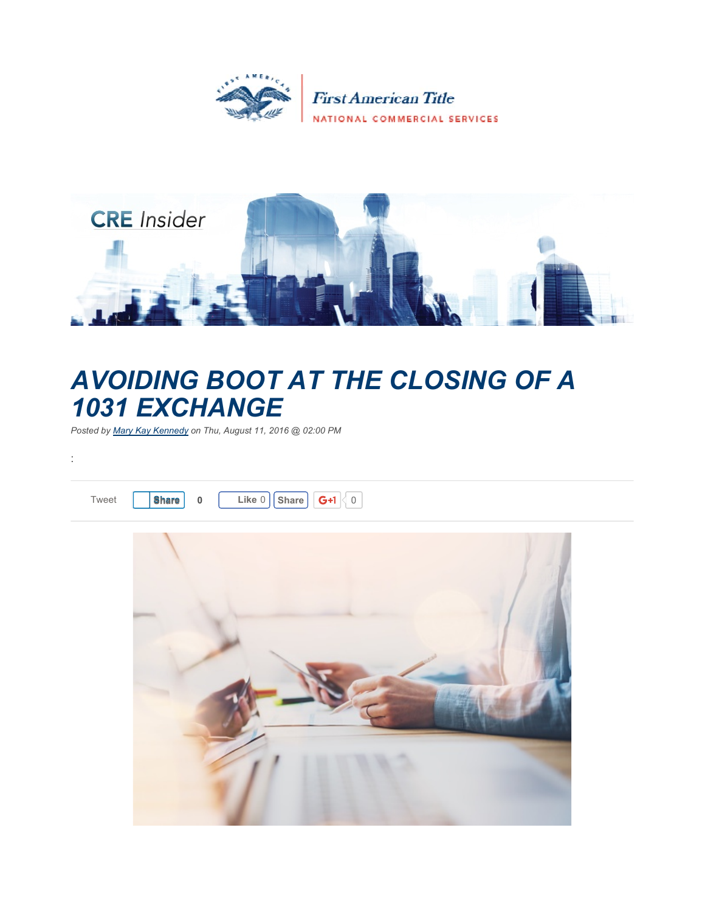First American Title

NATIONAL COMMERCIAL SERVICES

CRE Insider

# AVOIDING BOOT AT THE CLOSING OF A 1031 EXCHANGE

*Posted by [Mary Kay Kennedy]() on Thu, August 11, 2016 @ 02:00 PM*

:

Tweet Share 0 Like 0 Share G+1 0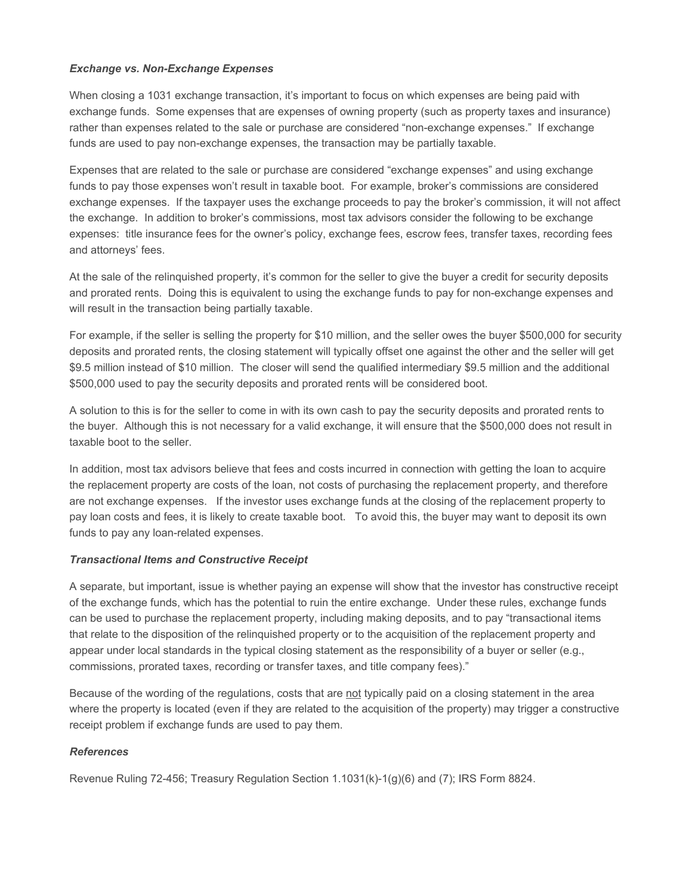### *Exchange vs. Non-Exchange Expenses*

When closing a 1031 exchange transaction, it's important to focus on which expenses are being paid with exchange funds. Some expenses that are expenses of owning property (such as property taxes and insurance) rather than expenses related to the sale or purchase are considered "non-exchange expenses." If exchange funds are used to pay non-exchange expenses, the transaction may be partially taxable.

Expenses that are related to the sale or purchase are considered "exchange expenses" and using exchange funds to pay those expenses won't result in taxable boot. For example, broker's commissions are considered exchange expenses. If the taxpayer uses the exchange proceeds to pay the broker's commission, it will not affect the exchange. In addition to broker's commissions, most tax advisors consider the following to be exchange expenses: title insurance fees for the owner's policy, exchange fees, escrow fees, transfer taxes, recording fees and attorneys' fees.

At the sale of the relinquished property, it's common for the seller to give the buyer a credit for security deposits and prorated rents. Doing this is equivalent to using the exchange funds to pay for non-exchange expenses and will result in the transaction being partially taxable.

For example, if the seller is selling the property for $10 million, and the seller owes the buyer $500,000 for security deposits and prorated rents, the closing statement will typically offset one against the other and the seller will get $9.5 million instead of $10 million. The closer will send the qualified intermediary $9.5 million and the additional $500,000 used to pay the security deposits and prorated rents will be considered boot.

A solution to this is for the seller to come in with its own cash to pay the security deposits and prorated rents to the buyer. Although this is not necessary for a valid exchange, it will ensure that the $500,000 does not result in taxable boot to the seller.

In addition, most tax advisors believe that fees and costs incurred in connection with getting the loan to acquire the replacement property are costs of the loan, not costs of purchasing the replacement property, and therefore are not exchange expenses. If the investor uses exchange funds at the closing of the replacement property to pay loan costs and fees, it is likely to create taxable boot. To avoid this, the buyer may want to deposit its own funds to pay any loan-related expenses.

### *Transactional Items and Constructive Receipt*

A separate, but important, issue is whether paying an expense will show that the investor has constructive receipt of the exchange funds, which has the potential to ruin the entire exchange. Under these rules, exchange funds can be used to purchase the replacement property, including making deposits, and to pay "transactional items that relate to the disposition of the relinquished property or to the acquisition of the replacement property and appear under local standards in the typical closing statement as the responsibility of a buyer or seller (e.g., commissions, prorated taxes, recording or transfer taxes, and title company fees)."

Because of the wording of the regulations, costs that are <u>not</u> typically paid on a closing statement in the area where the property is located (even if they are related to the acquisition of the property) may trigger a constructive receipt problem if exchange funds are used to pay them.

### *References*

Revenue Ruling 72-456; Treasury Regulation Section 1.1031(k)-1(g)(6) and (7); IRS Form 8824.